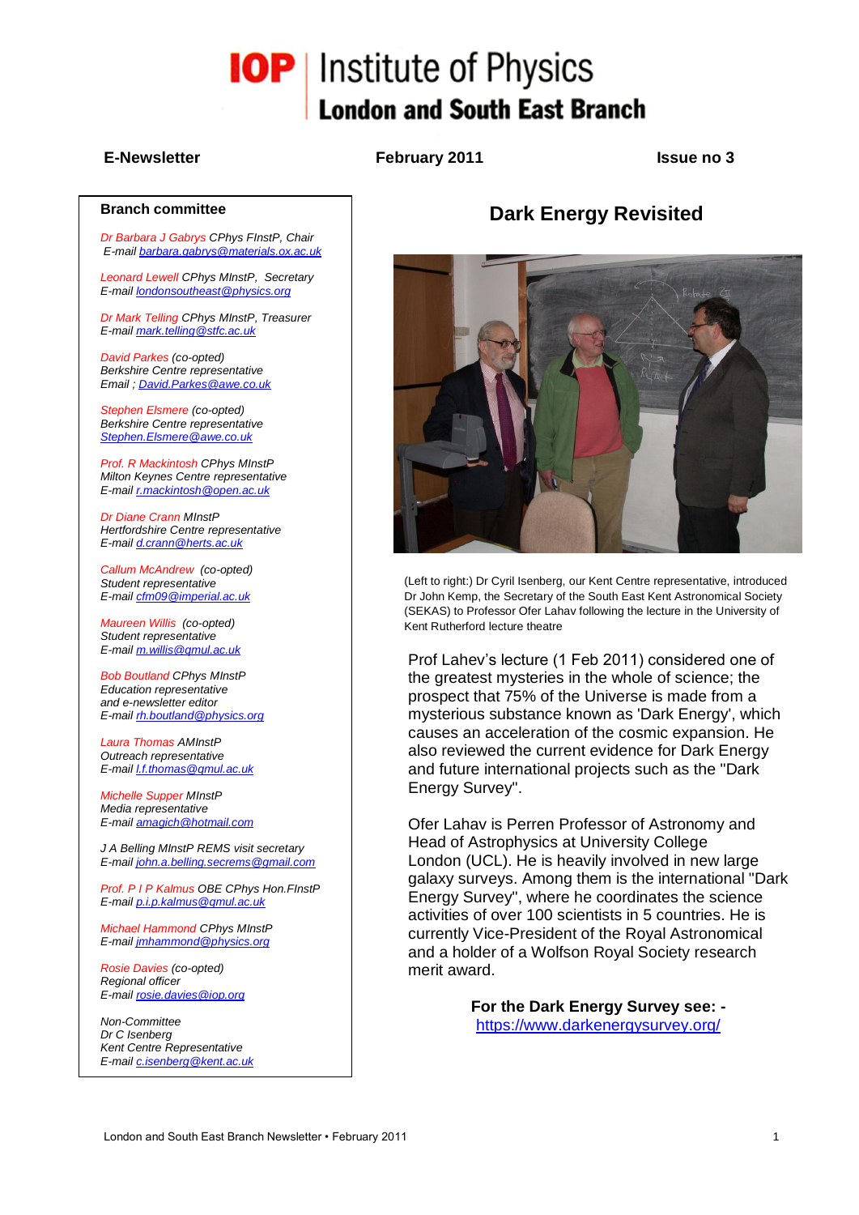# IOP | Institute of Physics
## London and South East Branch

**E-Newsletter** **February 2011** **Issue no 3**

## Dark Energy Revisited

(Left to right:) Dr Cyril Isenberg, our Kent Centre representative, introduced Dr John Kemp, the Secretary of the South East Kent Astronomical Society (SEKAS) to Professor Ofer Lahav following the lecture in the University of Kent Rutherford lecture theatre

Prof Lahev's lecture (1 Feb 2011) considered one of the greatest mysteries in the whole of science; the prospect that 75% of the Universe is made from a mysterious substance known as 'Dark Energy', which causes an acceleration of the cosmic expansion. He also reviewed the current evidence for Dark Energy and future international projects such as the "Dark Energy Survey".

Ofer Lahav is Perren Professor of Astronomy and Head of Astrophysics at University College London (UCL). He is heavily involved in new large galaxy surveys. Among them is the international "Dark Energy Survey", where he coordinates the science activities of over 100 scientists in 5 countries. He is currently Vice-President of the Royal Astronomical Society and a holder of a Wolfson Royal Society research merit award.

**For the Dark Energy Survey see: -**
https://www.darkenergysurvey.org/

### Branch committee

*Dr Barbara J Gabrys CPhys FInstP, Chair*
*E-mail barbara.gabrys@materials.ox.ac.uk*

*Leonard Lewell CPhys MInstP, Secretary*
*E-mail londonsoutheast@physics.org*

*Dr Mark Telling CPhys MInstP, Treasurer*
*E-mail mark.telling@stfc.ac.uk*

*David Parkes (co-opted)*
*Berkshire Centre representative*
*Email ; David.Parkes@awe.co.uk*

*Stephen Elsmere (co-opted)*
*Berkshire Centre representative*
*Stephen.Elsmere@awe.co.uk*

*Prof. R Mackintosh CPhys MInstP*
*Milton Keynes Centre representative*
*E-mail r.mackintosh@open.ac.uk*

*Dr Diane Crann MInstP*
*Hertfordshire Centre representative*
*E-mail d.crann@herts.ac.uk*

*Callum McAndrew (co-opted)*
*Student representative*
*E-mail cfm09@imperial.ac.uk*

*Maureen Willis (co-opted)*
*Student representative*
*E-mail m.willis@qmul.ac.uk*

*Bob Boutland CPhys MInstP*
*Education representative*
*and e-newsletter editor*
*E-mail rh.boutland@physics.org*

*Laura Thomas AMInstP*
*Outreach representative*
*E-mail l.f.thomas@qmul.ac.uk*

*Michelle Supper MInstP*
*Media representative*
*E-mail amagich@hotmail.com*

*J A Belling MInstP REMS visit secretary*
*E-mail john.a.belling.secrems@gmail.com*

*Prof. P I P Kalmus OBE CPhys Hon.FInstP*
*E-mail p.i.p.kalmus@qmul.ac.uk*

*Michael Hammond CPhys MInstP*
*E-mail jmhammond@physics.org*

*Rosie Davies (co-opted)*
*Regional officer*
*E-mail rosie.davies@iop.org*

*Non-Committee*
*Dr C Isenberg*
*Kent Centre Representative*
*E-mail c.isenberg@kent.ac.uk*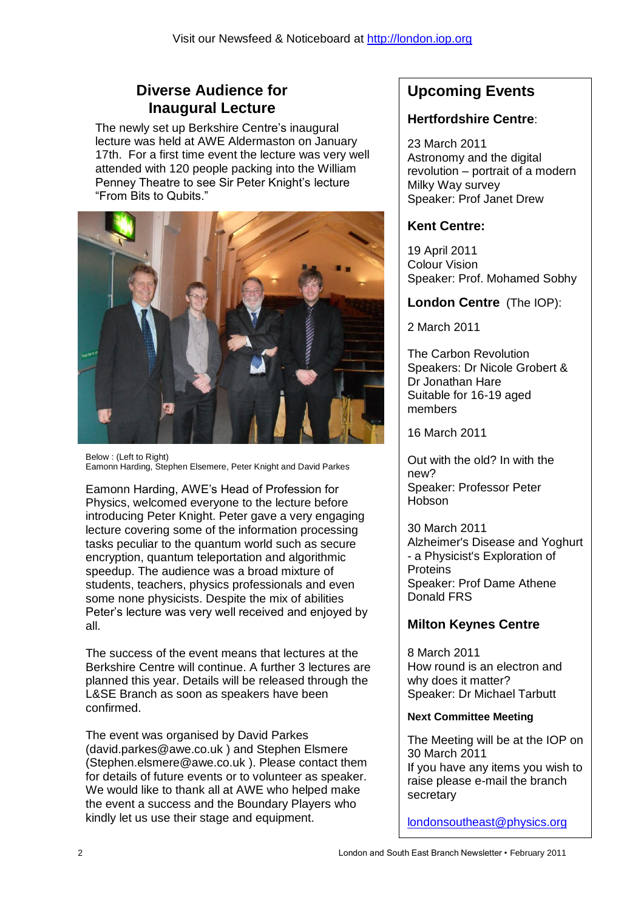Visit our Newsfeed & Noticeboard at http://london.iop.org

## Diverse Audience for Inaugural Lecture

The newly set up Berkshire Centre's inaugural lecture was held at AWE Aldermaston on January 17th. For a first time event the lecture was very well attended with 120 people packing into the William Penney Theatre to see Sir Peter Knight's lecture "From Bits to Qubits."

Below : (Left to Right)
Eamonn Harding, Stephen Elsemere, Peter Knight and David Parkes

Eamonn Harding, AWE's Head of Profession for Physics, welcomed everyone to the lecture before introducing Peter Knight. Peter gave a very engaging lecture covering some of the information processing tasks peculiar to the quantum world such as secure encryption, quantum teleportation and algorithmic speedup. The audience was a broad mixture of students, teachers, physics professionals and even some none physicists. Despite the mix of abilities Peter's lecture was very well received and enjoyed by all.

The success of the event means that lectures at the Berkshire Centre will continue. A further 3 lectures are planned this year. Details will be released through the L&SE Branch as soon as speakers have been confirmed.

The event was organised by David Parkes (david.parkes@awe.co.uk ) and Stephen Elsmere (Stephen.elsmere@awe.co.uk ). Please contact them for details of future events or to volunteer as speaker. We would like to thank all at AWE who helped make the event a success and the Boundary Players who kindly let us use their stage and equipment.

## Upcoming Events

### Hertfordshire Centre:

23 March 2011
Astronomy and the digital revolution – portrait of a modern Milky Way survey
Speaker: Prof Janet Drew

### Kent Centre:

19 April 2011
Colour Vision
Speaker: Prof. Mohamed Sobhy

### London Centre (The IOP):

2 March 2011

The Carbon Revolution
Speakers: Dr Nicole Grobert & Dr Jonathan Hare
Suitable for 16-19 aged members

16 March 2011

Out with the old? In with the new?
Speaker: Professor Peter Hobson

30 March 2011
Alzheimer's Disease and Yoghurt - a Physicist's Exploration of Proteins
Speaker: Prof Dame Athene Donald FRS

### Milton Keynes Centre

8 March 2011
How round is an electron and why does it matter?
Speaker: Dr Michael Tarbutt

**Next Committee Meeting**

The Meeting will be at the IOP on 30 March 2011
If you have any items you wish to raise please e-mail the branch secretary

londonsoutheast@physics.org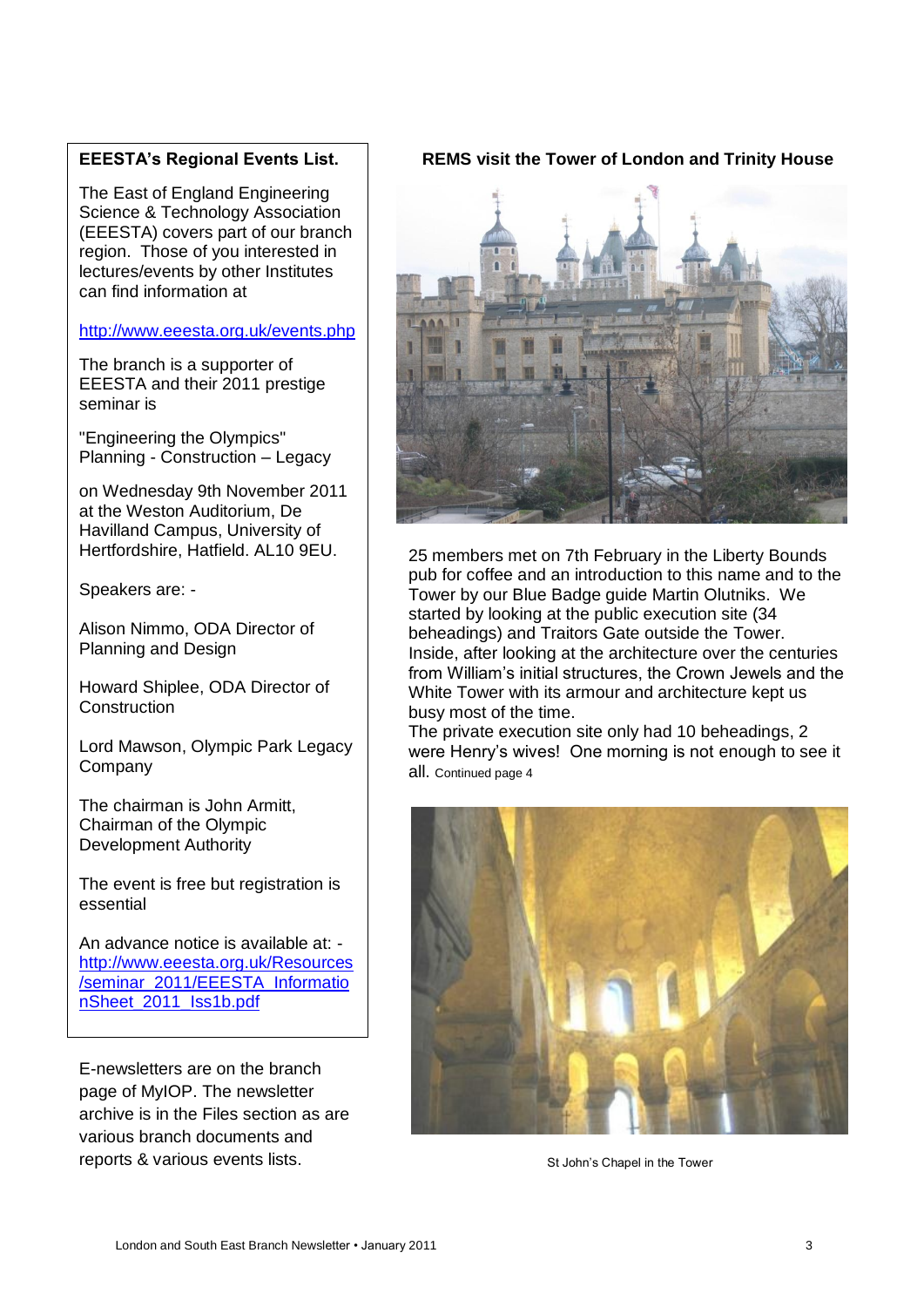## EEESTA's Regional Events List.

The East of England Engineering Science & Technology Association (EEESTA) covers part of our branch region. Those of you interested in lectures/events by other Institutes can find information at

http://www.eeesta.org.uk/events.php

The branch is a supporter of EEESTA and their 2011 prestige seminar is

"Engineering the Olympics" Planning - Construction – Legacy

on Wednesday 9th November 2011 at the Weston Auditorium, De Havilland Campus, University of Hertfordshire, Hatfield. AL10 9EU.

Speakers are: -

Alison Nimmo, ODA Director of Planning and Design

Howard Shiplee, ODA Director of Construction

Lord Mawson, Olympic Park Legacy Company

The chairman is John Armitt, Chairman of the Olympic Development Authority

The event is free but registration is essential

An advance notice is available at: - http://www.eeesta.org.uk/Resources/seminar_2011/EEESTA_InformationSheet_2011_Iss1b.pdf

E-newsletters are on the branch page of MyIOP. The newsletter archive is in the Files section as are various branch documents and reports & various events lists.

## REMS visit the Tower of London and Trinity House

25 members met on 7th February in the Liberty Bounds pub for coffee and an introduction to this name and to the Tower by our Blue Badge guide Martin Olutniks. We started by looking at the public execution site (34 beheadings) and Traitors Gate outside the Tower. Inside, after looking at the architecture over the centuries from William's initial structures, the Crown Jewels and the White Tower with its armour and architecture kept us busy most of the time.
The private execution site only had 10 beheadings, 2 were Henry's wives! One morning is not enough to see it all. Continued page 4

St John's Chapel in the Tower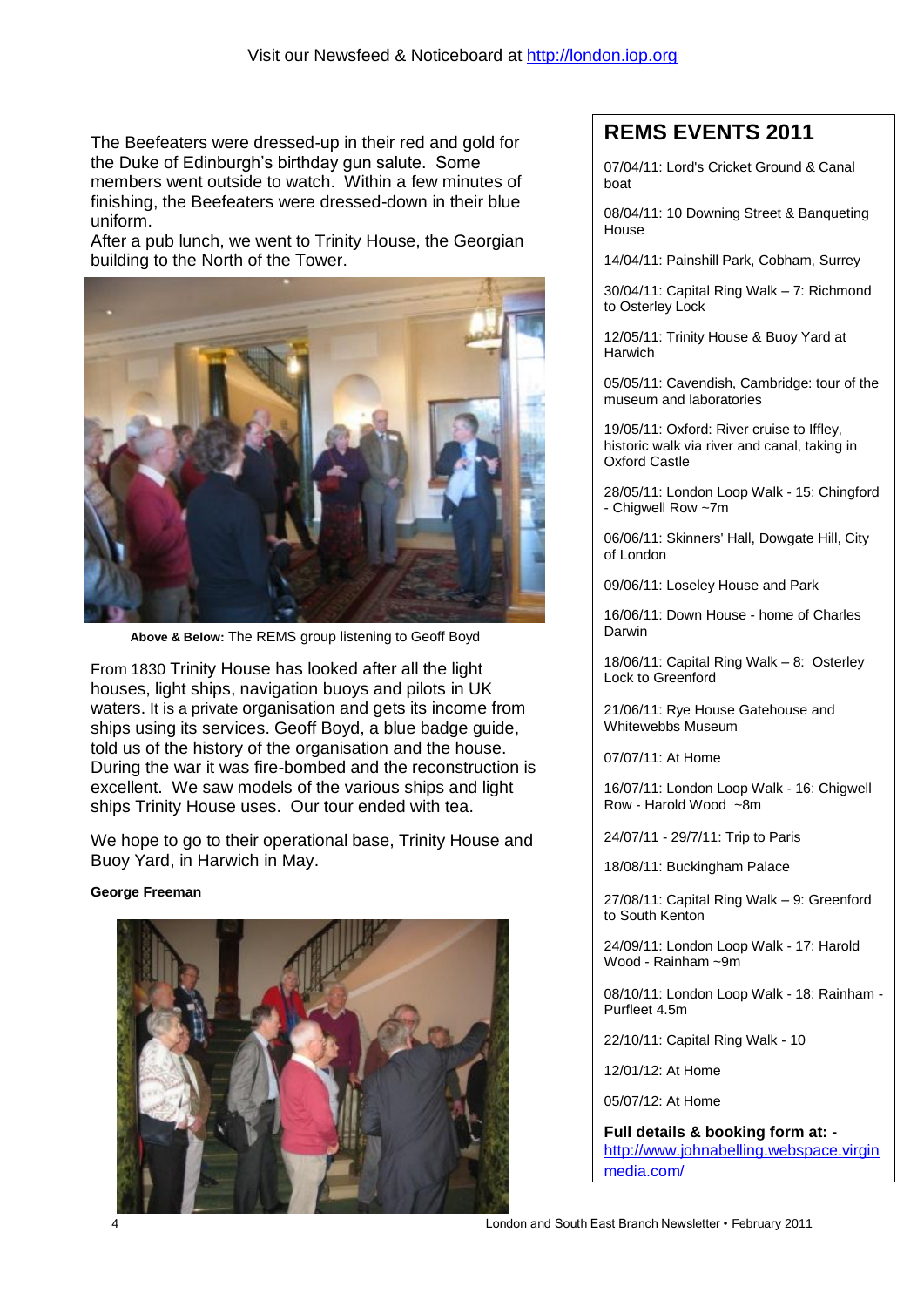The Beefeaters were dressed-up in their red and gold for the Duke of Edinburgh's birthday gun salute. Some members went outside to watch. Within a few minutes of finishing, the Beefeaters were dressed-down in their blue uniform.

After a pub lunch, we went to Trinity House, the Georgian building to the North of the Tower.

**Above & Below:** The REMS group listening to Geoff Boyd

From 1830 Trinity House has looked after all the light houses, light ships, navigation buoys and pilots in UK waters. It is a private organisation and gets its income from ships using its services. Geoff Boyd, a blue badge guide, told us of the history of the organisation and the house. During the war it was fire-bombed and the reconstruction is excellent. We saw models of the various ships and light ships Trinity House uses. Our tour ended with tea.

We hope to go to their operational base, Trinity House and Buoy Yard, in Harwich in May.

**George Freeman**

## REMS EVENTS 2011

07/04/11: Lord's Cricket Ground & Canal boat

08/04/11: 10 Downing Street & Banqueting House

14/04/11: Painshill Park, Cobham, Surrey

30/04/11: Capital Ring Walk – 7: Richmond to Osterley Lock

12/05/11: Trinity House & Buoy Yard at Harwich

05/05/11: Cavendish, Cambridge: tour of the museum and laboratories

19/05/11: Oxford: River cruise to Iffley, historic walk via river and canal, taking in Oxford Castle

28/05/11: London Loop Walk - 15: Chingford - Chigwell Row ~7m

06/06/11: Skinners' Hall, Dowgate Hill, City of London

09/06/11: Loseley House and Park

16/06/11: Down House - home of Charles Darwin

18/06/11: Capital Ring Walk – 8: Osterley Lock to Greenford

21/06/11: Rye House Gatehouse and Whitewebbs Museum

07/07/11: At Home

16/07/11: London Loop Walk - 16: Chigwell Row - Harold Wood ~8m

24/07/11 - 29/7/11: Trip to Paris

18/08/11: Buckingham Palace

27/08/11: Capital Ring Walk – 9: Greenford to South Kenton

24/09/11: London Loop Walk - 17: Harold Wood - Rainham ~9m

08/10/11: London Loop Walk - 18: Rainham - Purfleet 4.5m

22/10/11: Capital Ring Walk - 10

12/01/12: At Home

05/07/12: At Home

**Full details & booking form at: -** http://www.johnabelling.webspace.virginmedia.com/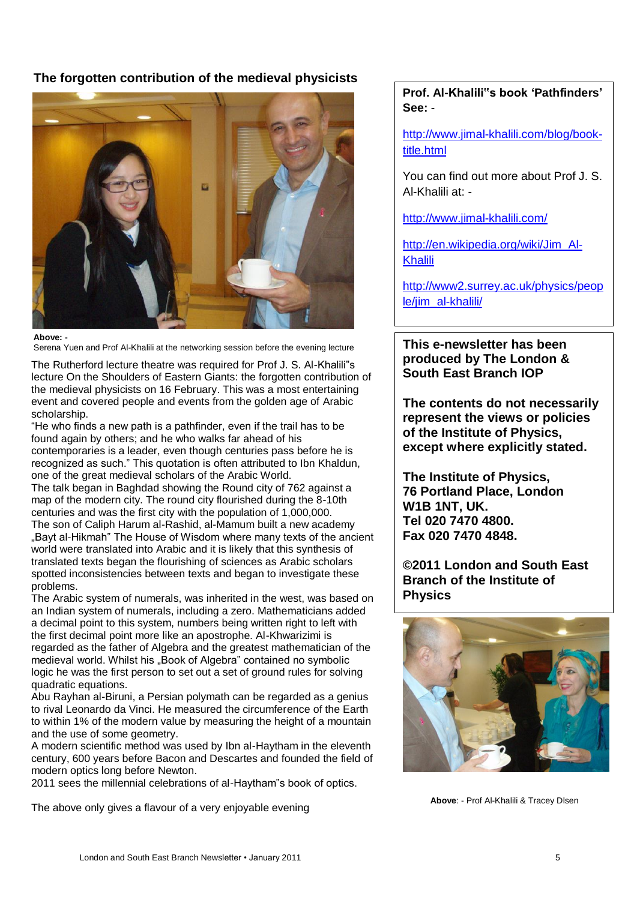## The forgotten contribution of the medieval physicists

**Above: -**
Serena Yuen and Prof Al-Khalili at the networking session before the evening lecture

The Rutherford lecture theatre was required for Prof J. S. Al-Khalili"s lecture On the Shoulders of Eastern Giants: the forgotten contribution of the medieval physicists on 16 February. This was a most entertaining event and covered people and events from the golden age of Arabic scholarship.

"He who finds a new path is a pathfinder, even if the trail has to be found again by others; and he who walks far ahead of his contemporaries is a leader, even though centuries pass before he is recognized as such." This quotation is often attributed to Ibn Khaldun, one of the great medieval scholars of the Arabic World.

The talk began in Baghdad showing the Round city of 762 against a map of the modern city. The round city flourished during the 8-10th centuries and was the first city with the population of 1,000,000.

The son of Caliph Harum al-Rashid, al-Mamum built a new academy „Bayt al-Hikmah" The House of Wisdom where many texts of the ancient world were translated into Arabic and it is likely that this synthesis of translated texts began the flourishing of sciences as Arabic scholars spotted inconsistencies between texts and began to investigate these problems.

The Arabic system of numerals, was inherited in the west, was based on an Indian system of numerals, including a zero. Mathematicians added a decimal point to this system, numbers being written right to left with the first decimal point more like an apostrophe. Al-Khwarizimi is regarded as the father of Algebra and the greatest mathematician of the medieval world. Whilst his „Book of Algebra" contained no symbolic logic he was the first person to set out a set of ground rules for solving quadratic equations.

Abu Rayhan al-Biruni, a Persian polymath can be regarded as a genius to rival Leonardo da Vinci. He measured the circumference of the Earth to within 1% of the modern value by measuring the height of a mountain and the use of some geometry.

A modern scientific method was used by Ibn al-Haytham in the eleventh century, 600 years before Bacon and Descartes and founded the field of modern optics long before Newton.

2011 sees the millennial celebrations of al-Haytham"s book of optics.

The above only gives a flavour of a very enjoyable evening

**Prof. Al-Khalili"s book 'Pathfinders' See:** -

http://www.jimal-khalili.com/blog/book-title.html

You can find out more about Prof J. S. Al-Khalili at: -

http://www.jimal-khalili.com/

http://en.wikipedia.org/wiki/Jim_Al-Khalili

http://www2.surrey.ac.uk/physics/people/jim_al-khalili/

**This e-newsletter has been produced by The London & South East Branch IOP**

**The contents do not necessarily represent the views or policies of the Institute of Physics, except where explicitly stated.**

**The Institute of Physics,
76 Portland Place, London
W1B 1NT, UK.
Tel 020 7470 4800.
Fax 020 7470 4848.**

**©2011 London and South East Branch of the Institute of Physics**

**Above**: - Prof Al-Khalili & Tracey Dlsen